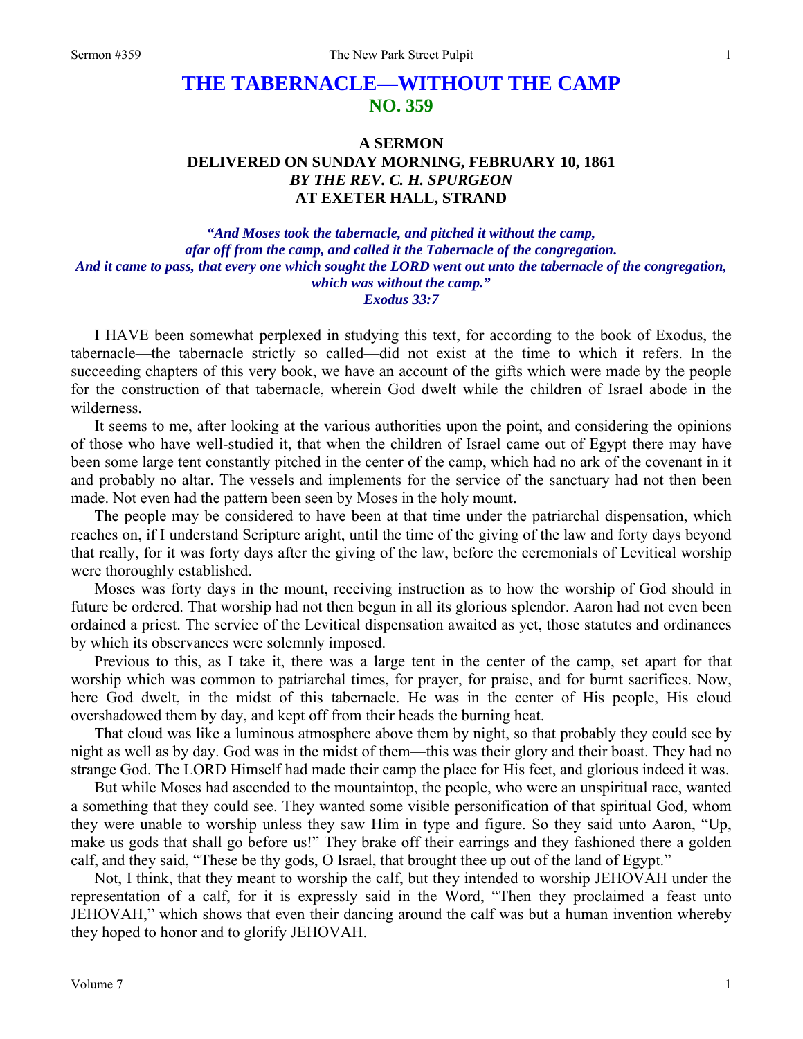# THE TABERNACLE—WITHOUT THE CAMP
## NO. 359

### A SERMON
### DELIVERED ON SUNDAY MORNING, FEBRUARY 10, 1861
### *BY THE REV. C. H. SPURGEON*
### AT EXETER HALL, STRAND

***"And Moses took the tabernacle, and pitched it without the camp, afar off from the camp, and called it the Tabernacle of the congregation. And it came to pass, that every one which sought the LORD went out unto the tabernacle of the congregation, which was without the camp." Exodus 33:7***

I HAVE been somewhat perplexed in studying this text, for according to the book of Exodus, the tabernacle—the tabernacle strictly so called—did not exist at the time to which it refers. In the succeeding chapters of this very book, we have an account of the gifts which were made by the people for the construction of that tabernacle, wherein God dwelt while the children of Israel abode in the wilderness.

It seems to me, after looking at the various authorities upon the point, and considering the opinions of those who have well-studied it, that when the children of Israel came out of Egypt there may have been some large tent constantly pitched in the center of the camp, which had no ark of the covenant in it and probably no altar. The vessels and implements for the service of the sanctuary had not then been made. Not even had the pattern been seen by Moses in the holy mount.

The people may be considered to have been at that time under the patriarchal dispensation, which reaches on, if I understand Scripture aright, until the time of the giving of the law and forty days beyond that really, for it was forty days after the giving of the law, before the ceremonials of Levitical worship were thoroughly established.

Moses was forty days in the mount, receiving instruction as to how the worship of God should in future be ordered. That worship had not then begun in all its glorious splendor. Aaron had not even been ordained a priest. The service of the Levitical dispensation awaited as yet, those statutes and ordinances by which its observances were solemnly imposed.

Previous to this, as I take it, there was a large tent in the center of the camp, set apart for that worship which was common to patriarchal times, for prayer, for praise, and for burnt sacrifices. Now, here God dwelt, in the midst of this tabernacle. He was in the center of His people, His cloud overshadowed them by day, and kept off from their heads the burning heat.

That cloud was like a luminous atmosphere above them by night, so that probably they could see by night as well as by day. God was in the midst of them—this was their glory and their boast. They had no strange God. The LORD Himself had made their camp the place for His feet, and glorious indeed it was.

But while Moses had ascended to the mountaintop, the people, who were an unspiritual race, wanted a something that they could see. They wanted some visible personification of that spiritual God, whom they were unable to worship unless they saw Him in type and figure. So they said unto Aaron, "Up, make us gods that shall go before us!" They brake off their earrings and they fashioned there a golden calf, and they said, "These be thy gods, O Israel, that brought thee up out of the land of Egypt."

Not, I think, that they meant to worship the calf, but they intended to worship JEHOVAH under the representation of a calf, for it is expressly said in the Word, "Then they proclaimed a feast unto JEHOVAH," which shows that even their dancing around the calf was but a human invention whereby they hoped to honor and to glorify JEHOVAH.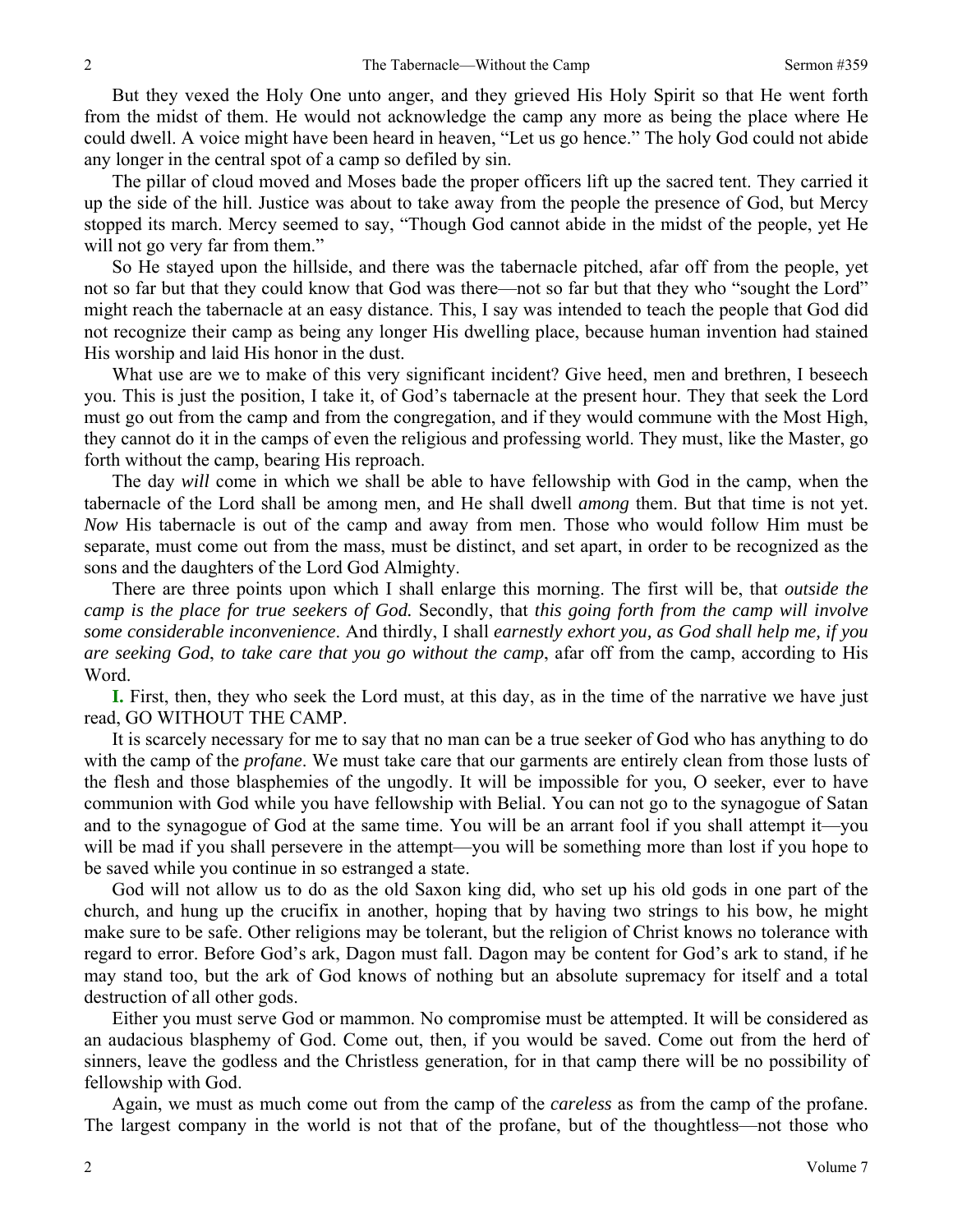But they vexed the Holy One unto anger, and they grieved His Holy Spirit so that He went forth from the midst of them. He would not acknowledge the camp any more as being the place where He could dwell. A voice might have been heard in heaven, "Let us go hence." The holy God could not abide any longer in the central spot of a camp so defiled by sin.

The pillar of cloud moved and Moses bade the proper officers lift up the sacred tent. They carried it up the side of the hill. Justice was about to take away from the people the presence of God, but Mercy stopped its march. Mercy seemed to say, "Though God cannot abide in the midst of the people, yet He will not go very far from them."

So He stayed upon the hillside, and there was the tabernacle pitched, afar off from the people, yet not so far but that they could know that God was there—not so far but that they who "sought the Lord" might reach the tabernacle at an easy distance. This, I say was intended to teach the people that God did not recognize their camp as being any longer His dwelling place, because human invention had stained His worship and laid His honor in the dust.

What use are we to make of this very significant incident? Give heed, men and brethren, I beseech you. This is just the position, I take it, of God's tabernacle at the present hour. They that seek the Lord must go out from the camp and from the congregation, and if they would commune with the Most High, they cannot do it in the camps of even the religious and professing world. They must, like the Master, go forth without the camp, bearing His reproach.

The day *will* come in which we shall be able to have fellowship with God in the camp, when the tabernacle of the Lord shall be among men, and He shall dwell *among* them. But that time is not yet. *Now* His tabernacle is out of the camp and away from men. Those who would follow Him must be separate, must come out from the mass, must be distinct, and set apart, in order to be recognized as the sons and the daughters of the Lord God Almighty.

There are three points upon which I shall enlarge this morning. The first will be, that *outside the camp is the place for true seekers of God.* Secondly, that *this going forth from the camp will involve some considerable inconvenience*. And thirdly, I shall *earnestly exhort you, as God shall help me, if you are seeking God*, *to take care that you go without the camp*, afar off from the camp, according to His Word.

**I.** First, then, they who seek the Lord must, at this day, as in the time of the narrative we have just read, GO WITHOUT THE CAMP.

It is scarcely necessary for me to say that no man can be a true seeker of God who has anything to do with the camp of the *profane*. We must take care that our garments are entirely clean from those lusts of the flesh and those blasphemies of the ungodly. It will be impossible for you, O seeker, ever to have communion with God while you have fellowship with Belial. You can not go to the synagogue of Satan and to the synagogue of God at the same time. You will be an arrant fool if you shall attempt it—you will be mad if you shall persevere in the attempt—you will be something more than lost if you hope to be saved while you continue in so estranged a state.

God will not allow us to do as the old Saxon king did, who set up his old gods in one part of the church, and hung up the crucifix in another, hoping that by having two strings to his bow, he might make sure to be safe. Other religions may be tolerant, but the religion of Christ knows no tolerance with regard to error. Before God's ark, Dagon must fall. Dagon may be content for God's ark to stand, if he may stand too, but the ark of God knows of nothing but an absolute supremacy for itself and a total destruction of all other gods.

Either you must serve God or mammon. No compromise must be attempted. It will be considered as an audacious blasphemy of God. Come out, then, if you would be saved. Come out from the herd of sinners, leave the godless and the Christless generation, for in that camp there will be no possibility of fellowship with God.

Again, we must as much come out from the camp of the *careless* as from the camp of the profane. The largest company in the world is not that of the profane, but of the thoughtless—not those who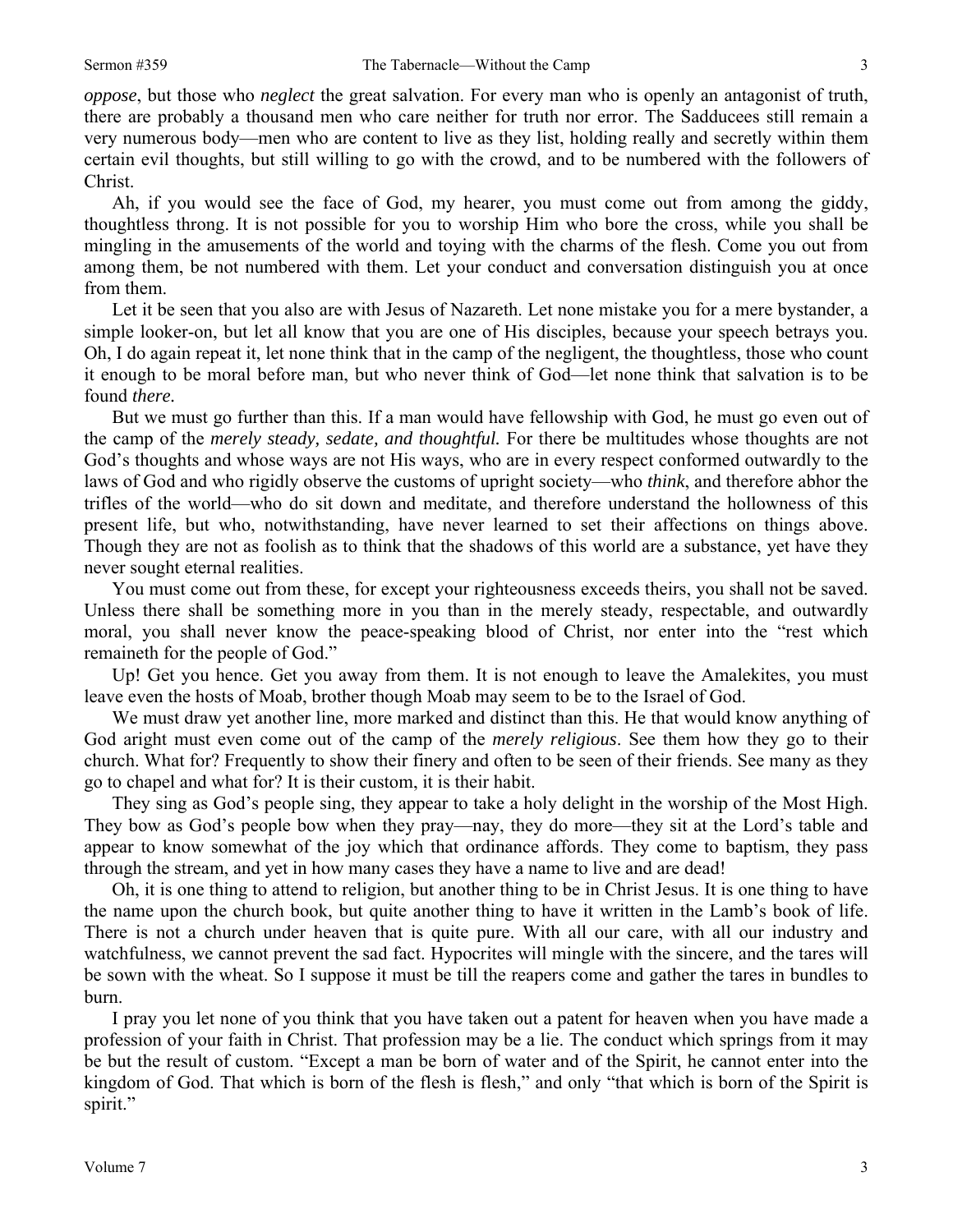*oppose*, but those who *neglect* the great salvation. For every man who is openly an antagonist of truth, there are probably a thousand men who care neither for truth nor error. The Sadducees still remain a very numerous body—men who are content to live as they list, holding really and secretly within them certain evil thoughts, but still willing to go with the crowd, and to be numbered with the followers of Christ.

Ah, if you would see the face of God, my hearer, you must come out from among the giddy, thoughtless throng. It is not possible for you to worship Him who bore the cross, while you shall be mingling in the amusements of the world and toying with the charms of the flesh. Come you out from among them, be not numbered with them. Let your conduct and conversation distinguish you at once from them.

Let it be seen that you also are with Jesus of Nazareth. Let none mistake you for a mere bystander, a simple looker-on, but let all know that you are one of His disciples, because your speech betrays you. Oh, I do again repeat it, let none think that in the camp of the negligent, the thoughtless, those who count it enough to be moral before man, but who never think of God—let none think that salvation is to be found *there.*

But we must go further than this. If a man would have fellowship with God, he must go even out of the camp of the *merely steady, sedate, and thoughtful.* For there be multitudes whose thoughts are not God's thoughts and whose ways are not His ways, who are in every respect conformed outwardly to the laws of God and who rigidly observe the customs of upright society—who *think*, and therefore abhor the trifles of the world—who do sit down and meditate, and therefore understand the hollowness of this present life, but who, notwithstanding, have never learned to set their affections on things above. Though they are not as foolish as to think that the shadows of this world are a substance, yet have they never sought eternal realities.

You must come out from these, for except your righteousness exceeds theirs, you shall not be saved. Unless there shall be something more in you than in the merely steady, respectable, and outwardly moral, you shall never know the peace-speaking blood of Christ, nor enter into the "rest which remaineth for the people of God."

Up! Get you hence. Get you away from them. It is not enough to leave the Amalekites, you must leave even the hosts of Moab, brother though Moab may seem to be to the Israel of God.

We must draw yet another line, more marked and distinct than this. He that would know anything of God aright must even come out of the camp of the *merely religious*. See them how they go to their church. What for? Frequently to show their finery and often to be seen of their friends. See many as they go to chapel and what for? It is their custom, it is their habit.

They sing as God's people sing, they appear to take a holy delight in the worship of the Most High. They bow as God's people bow when they pray—nay, they do more—they sit at the Lord's table and appear to know somewhat of the joy which that ordinance affords. They come to baptism, they pass through the stream, and yet in how many cases they have a name to live and are dead!

Oh, it is one thing to attend to religion, but another thing to be in Christ Jesus. It is one thing to have the name upon the church book, but quite another thing to have it written in the Lamb's book of life. There is not a church under heaven that is quite pure. With all our care, with all our industry and watchfulness, we cannot prevent the sad fact. Hypocrites will mingle with the sincere, and the tares will be sown with the wheat. So I suppose it must be till the reapers come and gather the tares in bundles to burn.

I pray you let none of you think that you have taken out a patent for heaven when you have made a profession of your faith in Christ. That profession may be a lie. The conduct which springs from it may be but the result of custom. "Except a man be born of water and of the Spirit, he cannot enter into the kingdom of God. That which is born of the flesh is flesh," and only "that which is born of the Spirit is spirit."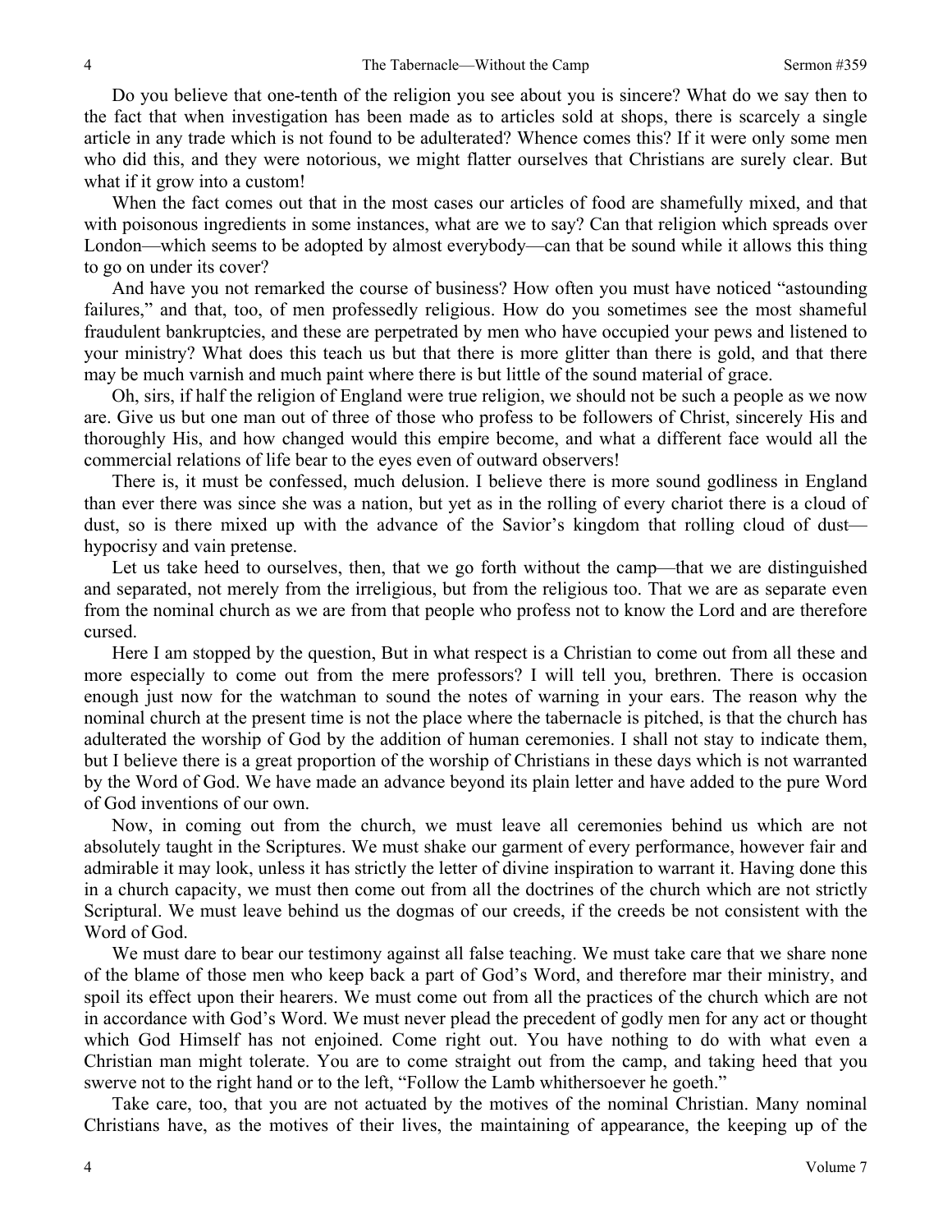Do you believe that one-tenth of the religion you see about you is sincere? What do we say then to the fact that when investigation has been made as to articles sold at shops, there is scarcely a single article in any trade which is not found to be adulterated? Whence comes this? If it were only some men who did this, and they were notorious, we might flatter ourselves that Christians are surely clear. But what if it grow into a custom!

When the fact comes out that in the most cases our articles of food are shamefully mixed, and that with poisonous ingredients in some instances, what are we to say? Can that religion which spreads over London—which seems to be adopted by almost everybody—can that be sound while it allows this thing to go on under its cover?

And have you not remarked the course of business? How often you must have noticed "astounding failures," and that, too, of men professedly religious. How do you sometimes see the most shameful fraudulent bankruptcies, and these are perpetrated by men who have occupied your pews and listened to your ministry? What does this teach us but that there is more glitter than there is gold, and that there may be much varnish and much paint where there is but little of the sound material of grace.

Oh, sirs, if half the religion of England were true religion, we should not be such a people as we now are. Give us but one man out of three of those who profess to be followers of Christ, sincerely His and thoroughly His, and how changed would this empire become, and what a different face would all the commercial relations of life bear to the eyes even of outward observers!

There is, it must be confessed, much delusion. I believe there is more sound godliness in England than ever there was since she was a nation, but yet as in the rolling of every chariot there is a cloud of dust, so is there mixed up with the advance of the Savior's kingdom that rolling cloud of dust—hypocrisy and vain pretense.

Let us take heed to ourselves, then, that we go forth without the camp—that we are distinguished and separated, not merely from the irreligious, but from the religious too. That we are as separate even from the nominal church as we are from that people who profess not to know the Lord and are therefore cursed.

Here I am stopped by the question, But in what respect is a Christian to come out from all these and more especially to come out from the mere professors? I will tell you, brethren. There is occasion enough just now for the watchman to sound the notes of warning in your ears. The reason why the nominal church at the present time is not the place where the tabernacle is pitched, is that the church has adulterated the worship of God by the addition of human ceremonies. I shall not stay to indicate them, but I believe there is a great proportion of the worship of Christians in these days which is not warranted by the Word of God. We have made an advance beyond its plain letter and have added to the pure Word of God inventions of our own.

Now, in coming out from the church, we must leave all ceremonies behind us which are not absolutely taught in the Scriptures. We must shake our garment of every performance, however fair and admirable it may look, unless it has strictly the letter of divine inspiration to warrant it. Having done this in a church capacity, we must then come out from all the doctrines of the church which are not strictly Scriptural. We must leave behind us the dogmas of our creeds, if the creeds be not consistent with the Word of God.

We must dare to bear our testimony against all false teaching. We must take care that we share none of the blame of those men who keep back a part of God's Word, and therefore mar their ministry, and spoil its effect upon their hearers. We must come out from all the practices of the church which are not in accordance with God's Word. We must never plead the precedent of godly men for any act or thought which God Himself has not enjoined. Come right out. You have nothing to do with what even a Christian man might tolerate. You are to come straight out from the camp, and taking heed that you swerve not to the right hand or to the left, "Follow the Lamb whithersoever he goeth."

Take care, too, that you are not actuated by the motives of the nominal Christian. Many nominal Christians have, as the motives of their lives, the maintaining of appearance, the keeping up of the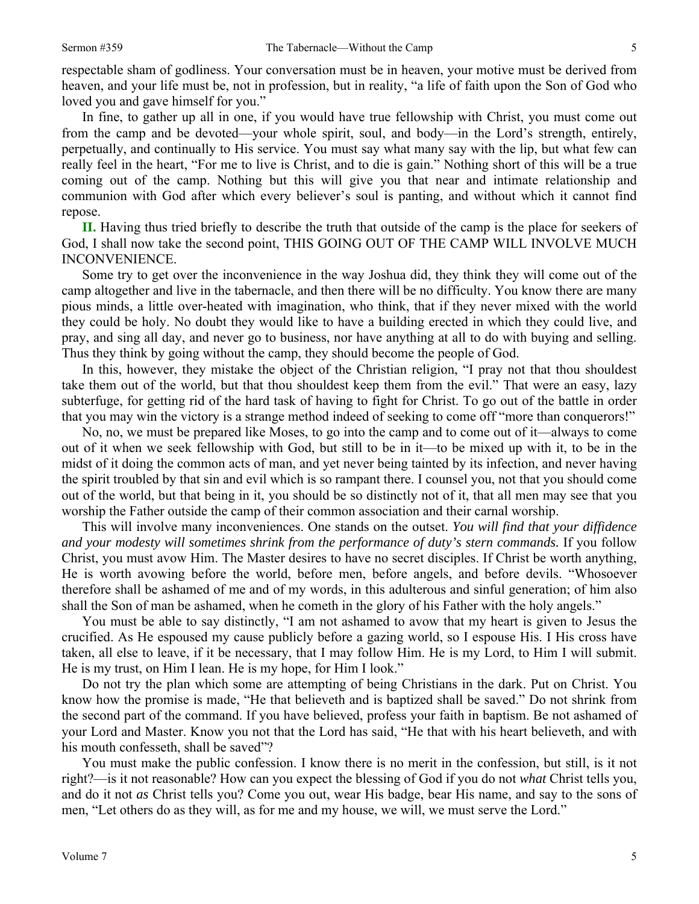respectable sham of godliness. Your conversation must be in heaven, your motive must be derived from heaven, and your life must be, not in profession, but in reality, "a life of faith upon the Son of God who loved you and gave himself for you."

In fine, to gather up all in one, if you would have true fellowship with Christ, you must come out from the camp and be devoted—your whole spirit, soul, and body—in the Lord's strength, entirely, perpetually, and continually to His service. You must say what many say with the lip, but what few can really feel in the heart, "For me to live is Christ, and to die is gain." Nothing short of this will be a true coming out of the camp. Nothing but this will give you that near and intimate relationship and communion with God after which every believer's soul is panting, and without which it cannot find repose.

**II.** Having thus tried briefly to describe the truth that outside of the camp is the place for seekers of God, I shall now take the second point, THIS GOING OUT OF THE CAMP WILL INVOLVE MUCH INCONVENIENCE.

Some try to get over the inconvenience in the way Joshua did, they think they will come out of the camp altogether and live in the tabernacle, and then there will be no difficulty. You know there are many pious minds, a little over-heated with imagination, who think, that if they never mixed with the world they could be holy. No doubt they would like to have a building erected in which they could live, and pray, and sing all day, and never go to business, nor have anything at all to do with buying and selling. Thus they think by going without the camp, they should become the people of God.

In this, however, they mistake the object of the Christian religion, "I pray not that thou shouldest take them out of the world, but that thou shouldest keep them from the evil." That were an easy, lazy subterfuge, for getting rid of the hard task of having to fight for Christ. To go out of the battle in order that you may win the victory is a strange method indeed of seeking to come off "more than conquerors!"

No, no, we must be prepared like Moses, to go into the camp and to come out of it—always to come out of it when we seek fellowship with God, but still to be in it—to be mixed up with it, to be in the midst of it doing the common acts of man, and yet never being tainted by its infection, and never having the spirit troubled by that sin and evil which is so rampant there. I counsel you, not that you should come out of the world, but that being in it, you should be so distinctly not of it, that all men may see that you worship the Father outside the camp of their common association and their carnal worship.

This will involve many inconveniences. One stands on the outset. *You will find that your diffidence and your modesty will sometimes shrink from the performance of duty's stern commands.* If you follow Christ, you must avow Him. The Master desires to have no secret disciples. If Christ be worth anything, He is worth avowing before the world, before men, before angels, and before devils. "Whosoever therefore shall be ashamed of me and of my words, in this adulterous and sinful generation; of him also shall the Son of man be ashamed, when he cometh in the glory of his Father with the holy angels."

You must be able to say distinctly, "I am not ashamed to avow that my heart is given to Jesus the crucified. As He espoused my cause publicly before a gazing world, so I espouse His. I His cross have taken, all else to leave, if it be necessary, that I may follow Him. He is my Lord, to Him I will submit. He is my trust, on Him I lean. He is my hope, for Him I look."

Do not try the plan which some are attempting of being Christians in the dark. Put on Christ. You know how the promise is made, "He that believeth and is baptized shall be saved." Do not shrink from the second part of the command. If you have believed, profess your faith in baptism. Be not ashamed of your Lord and Master. Know you not that the Lord has said, "He that with his heart believeth, and with his mouth confesseth, shall be saved"?

You must make the public confession. I know there is no merit in the confession, but still, is it not right?—is it not reasonable? How can you expect the blessing of God if you do not *what* Christ tells you, and do it not *as* Christ tells you? Come you out, wear His badge, bear His name, and say to the sons of men, "Let others do as they will, as for me and my house, we will, we must serve the Lord."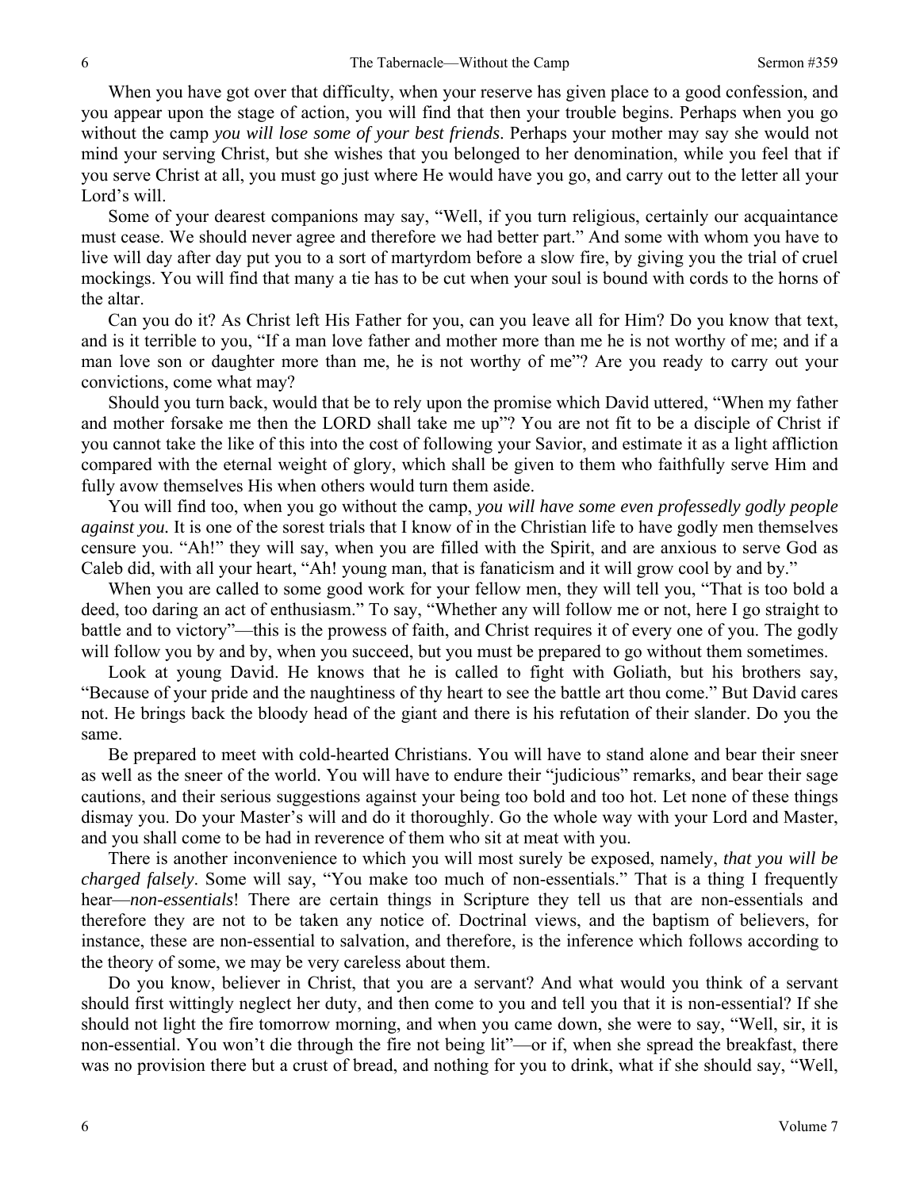When you have got over that difficulty, when your reserve has given place to a good confession, and you appear upon the stage of action, you will find that then your trouble begins. Perhaps when you go without the camp *you will lose some of your best friends*. Perhaps your mother may say she would not mind your serving Christ, but she wishes that you belonged to her denomination, while you feel that if you serve Christ at all, you must go just where He would have you go, and carry out to the letter all your Lord's will.

Some of your dearest companions may say, "Well, if you turn religious, certainly our acquaintance must cease. We should never agree and therefore we had better part." And some with whom you have to live will day after day put you to a sort of martyrdom before a slow fire, by giving you the trial of cruel mockings. You will find that many a tie has to be cut when your soul is bound with cords to the horns of the altar.

Can you do it? As Christ left His Father for you, can you leave all for Him? Do you know that text, and is it terrible to you, "If a man love father and mother more than me he is not worthy of me; and if a man love son or daughter more than me, he is not worthy of me"? Are you ready to carry out your convictions, come what may?

Should you turn back, would that be to rely upon the promise which David uttered, "When my father and mother forsake me then the LORD shall take me up"? You are not fit to be a disciple of Christ if you cannot take the like of this into the cost of following your Savior, and estimate it as a light affliction compared with the eternal weight of glory, which shall be given to them who faithfully serve Him and fully avow themselves His when others would turn them aside.

You will find too, when you go without the camp, *you will have some even professedly godly people against you.* It is one of the sorest trials that I know of in the Christian life to have godly men themselves censure you. "Ah!" they will say, when you are filled with the Spirit, and are anxious to serve God as Caleb did, with all your heart, "Ah! young man, that is fanaticism and it will grow cool by and by."

When you are called to some good work for your fellow men, they will tell you, "That is too bold a deed, too daring an act of enthusiasm." To say, "Whether any will follow me or not, here I go straight to battle and to victory"—this is the prowess of faith, and Christ requires it of every one of you. The godly will follow you by and by, when you succeed, but you must be prepared to go without them sometimes.

Look at young David. He knows that he is called to fight with Goliath, but his brothers say, "Because of your pride and the naughtiness of thy heart to see the battle art thou come." But David cares not. He brings back the bloody head of the giant and there is his refutation of their slander. Do you the same.

Be prepared to meet with cold-hearted Christians. You will have to stand alone and bear their sneer as well as the sneer of the world. You will have to endure their "judicious" remarks, and bear their sage cautions, and their serious suggestions against your being too bold and too hot. Let none of these things dismay you. Do your Master's will and do it thoroughly. Go the whole way with your Lord and Master, and you shall come to be had in reverence of them who sit at meat with you.

There is another inconvenience to which you will most surely be exposed, namely, *that you will be charged falsely*. Some will say, "You make too much of non-essentials." That is a thing I frequently hear—*non-essentials*! There are certain things in Scripture they tell us that are non-essentials and therefore they are not to be taken any notice of. Doctrinal views, and the baptism of believers, for instance, these are non-essential to salvation, and therefore, is the inference which follows according to the theory of some, we may be very careless about them.

Do you know, believer in Christ, that you are a servant? And what would you think of a servant should first wittingly neglect her duty, and then come to you and tell you that it is non-essential? If she should not light the fire tomorrow morning, and when you came down, she were to say, "Well, sir, it is non-essential. You won't die through the fire not being lit"—or if, when she spread the breakfast, there was no provision there but a crust of bread, and nothing for you to drink, what if she should say, "Well,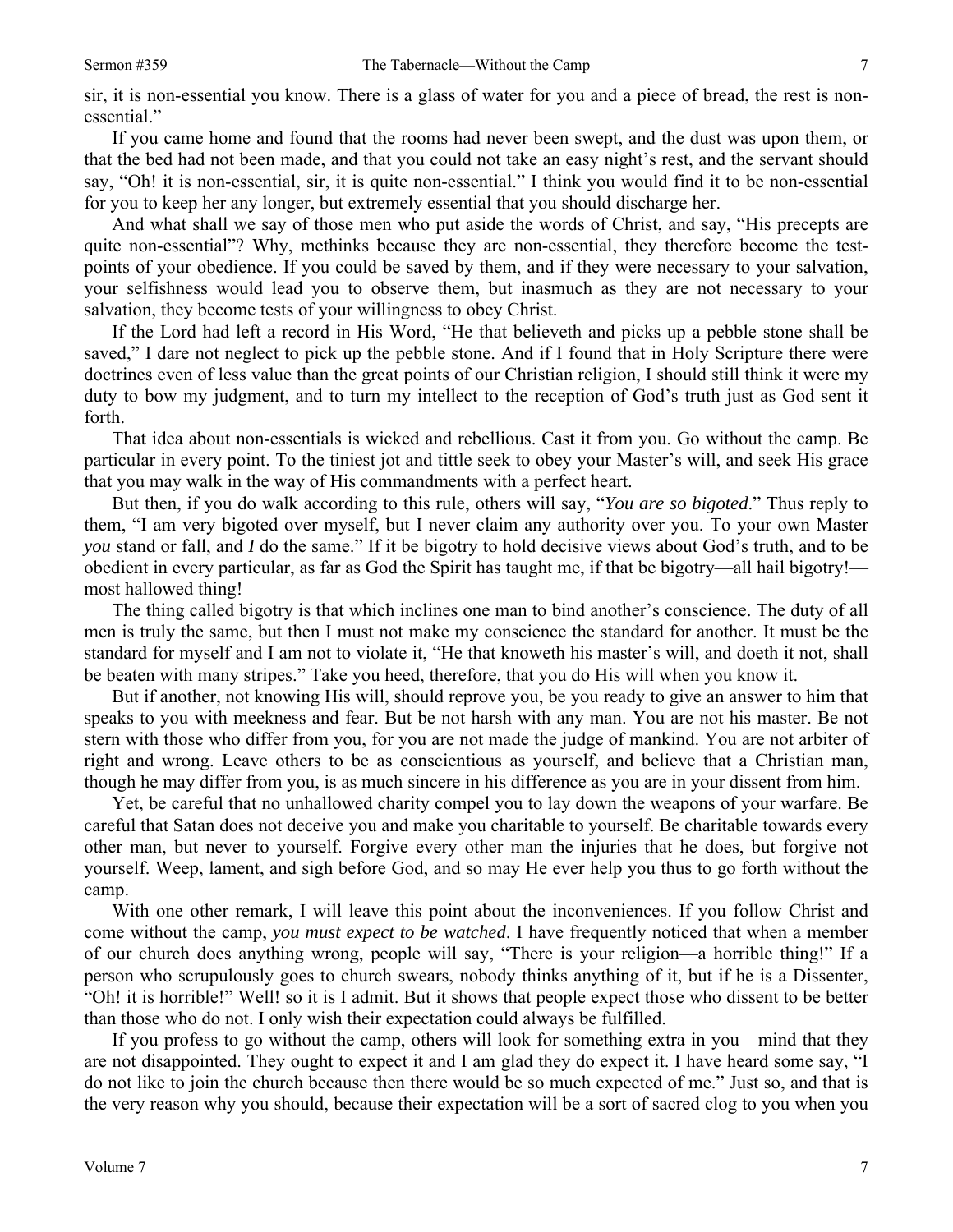sir, it is non-essential you know. There is a glass of water for you and a piece of bread, the rest is non-essential."

If you came home and found that the rooms had never been swept, and the dust was upon them, or that the bed had not been made, and that you could not take an easy night's rest, and the servant should say, "Oh! it is non-essential, sir, it is quite non-essential." I think you would find it to be non-essential for you to keep her any longer, but extremely essential that you should discharge her.

And what shall we say of those men who put aside the words of Christ, and say, "His precepts are quite non-essential"? Why, methinks because they are non-essential, they therefore become the test-points of your obedience. If you could be saved by them, and if they were necessary to your salvation, your selfishness would lead you to observe them, but inasmuch as they are not necessary to your salvation, they become tests of your willingness to obey Christ.

If the Lord had left a record in His Word, "He that believeth and picks up a pebble stone shall be saved," I dare not neglect to pick up the pebble stone. And if I found that in Holy Scripture there were doctrines even of less value than the great points of our Christian religion, I should still think it were my duty to bow my judgment, and to turn my intellect to the reception of God's truth just as God sent it forth.

That idea about non-essentials is wicked and rebellious. Cast it from you. Go without the camp. Be particular in every point. To the tiniest jot and tittle seek to obey your Master's will, and seek His grace that you may walk in the way of His commandments with a perfect heart.

But then, if you do walk according to this rule, others will say, "*You are so bigoted*." Thus reply to them, "I am very bigoted over myself, but I never claim any authority over you. To your own Master *you* stand or fall, and *I* do the same." If it be bigotry to hold decisive views about God's truth, and to be obedient in every particular, as far as God the Spirit has taught me, if that be bigotry—all hail bigotry!—most hallowed thing!

The thing called bigotry is that which inclines one man to bind another's conscience. The duty of all men is truly the same, but then I must not make my conscience the standard for another. It must be the standard for myself and I am not to violate it, "He that knoweth his master's will, and doeth it not, shall be beaten with many stripes." Take you heed, therefore, that you do His will when you know it.

But if another, not knowing His will, should reprove you, be you ready to give an answer to him that speaks to you with meekness and fear. But be not harsh with any man. You are not his master. Be not stern with those who differ from you, for you are not made the judge of mankind. You are not arbiter of right and wrong. Leave others to be as conscientious as yourself, and believe that a Christian man, though he may differ from you, is as much sincere in his difference as you are in your dissent from him.

Yet, be careful that no unhallowed charity compel you to lay down the weapons of your warfare. Be careful that Satan does not deceive you and make you charitable to yourself. Be charitable towards every other man, but never to yourself. Forgive every other man the injuries that he does, but forgive not yourself. Weep, lament, and sigh before God, and so may He ever help you thus to go forth without the camp.

With one other remark, I will leave this point about the inconveniences. If you follow Christ and come without the camp, *you must expect to be watched*. I have frequently noticed that when a member of our church does anything wrong, people will say, "There is your religion—a horrible thing!" If a person who scrupulously goes to church swears, nobody thinks anything of it, but if he is a Dissenter, "Oh! it is horrible!" Well! so it is I admit. But it shows that people expect those who dissent to be better than those who do not. I only wish their expectation could always be fulfilled.

If you profess to go without the camp, others will look for something extra in you—mind that they are not disappointed. They ought to expect it and I am glad they do expect it. I have heard some say, "I do not like to join the church because then there would be so much expected of me." Just so, and that is the very reason why you should, because their expectation will be a sort of sacred clog to you when you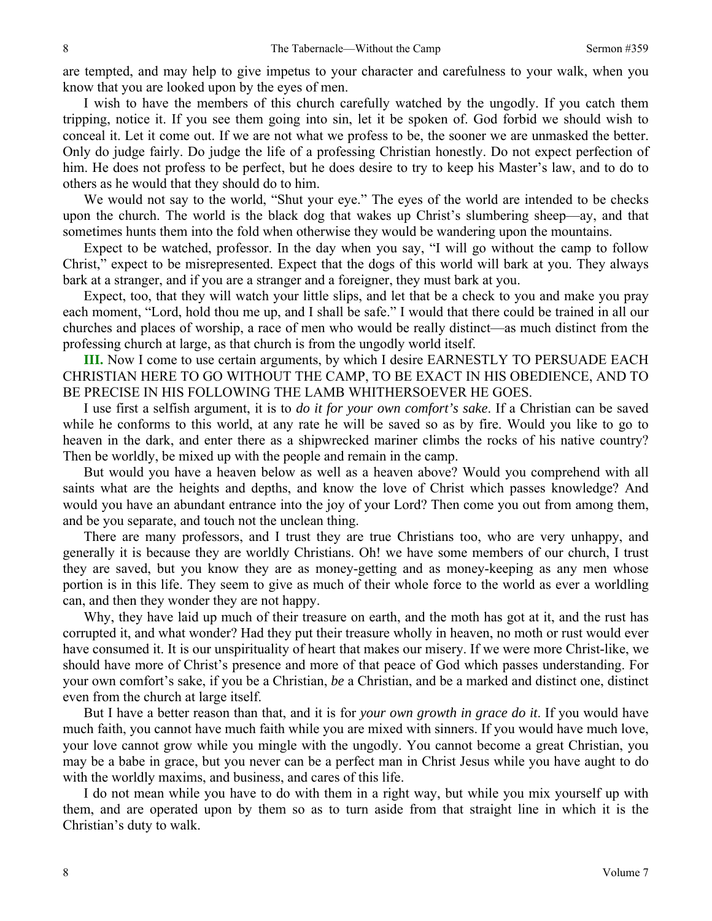are tempted, and may help to give impetus to your character and carefulness to your walk, when you know that you are looked upon by the eyes of men.

I wish to have the members of this church carefully watched by the ungodly. If you catch them tripping, notice it. If you see them going into sin, let it be spoken of. God forbid we should wish to conceal it. Let it come out. If we are not what we profess to be, the sooner we are unmasked the better. Only do judge fairly. Do judge the life of a professing Christian honestly. Do not expect perfection of him. He does not profess to be perfect, but he does desire to try to keep his Master's law, and to do to others as he would that they should do to him.

We would not say to the world, "Shut your eye." The eyes of the world are intended to be checks upon the church. The world is the black dog that wakes up Christ's slumbering sheep—ay, and that sometimes hunts them into the fold when otherwise they would be wandering upon the mountains.

Expect to be watched, professor. In the day when you say, "I will go without the camp to follow Christ," expect to be misrepresented. Expect that the dogs of this world will bark at you. They always bark at a stranger, and if you are a stranger and a foreigner, they must bark at you.

Expect, too, that they will watch your little slips, and let that be a check to you and make you pray each moment, "Lord, hold thou me up, and I shall be safe." I would that there could be trained in all our churches and places of worship, a race of men who would be really distinct—as much distinct from the professing church at large, as that church is from the ungodly world itself.

**III.** Now I come to use certain arguments, by which I desire EARNESTLY TO PERSUADE EACH CHRISTIAN HERE TO GO WITHOUT THE CAMP, TO BE EXACT IN HIS OBEDIENCE, AND TO BE PRECISE IN HIS FOLLOWING THE LAMB WHITHERSOEVER HE GOES.

I use first a selfish argument, it is to *do it for your own comfort's sake*. If a Christian can be saved while he conforms to this world, at any rate he will be saved so as by fire. Would you like to go to heaven in the dark, and enter there as a shipwrecked mariner climbs the rocks of his native country? Then be worldly, be mixed up with the people and remain in the camp.

But would you have a heaven below as well as a heaven above? Would you comprehend with all saints what are the heights and depths, and know the love of Christ which passes knowledge? And would you have an abundant entrance into the joy of your Lord? Then come you out from among them, and be you separate, and touch not the unclean thing.

There are many professors, and I trust they are true Christians too, who are very unhappy, and generally it is because they are worldly Christians. Oh! we have some members of our church, I trust they are saved, but you know they are as money-getting and as money-keeping as any men whose portion is in this life. They seem to give as much of their whole force to the world as ever a worldling can, and then they wonder they are not happy.

Why, they have laid up much of their treasure on earth, and the moth has got at it, and the rust has corrupted it, and what wonder? Had they put their treasure wholly in heaven, no moth or rust would ever have consumed it. It is our unspirituality of heart that makes our misery. If we were more Christ-like, we should have more of Christ's presence and more of that peace of God which passes understanding. For your own comfort's sake, if you be a Christian, *be* a Christian, and be a marked and distinct one, distinct even from the church at large itself.

But I have a better reason than that, and it is for *your own growth in grace do it*. If you would have much faith, you cannot have much faith while you are mixed with sinners. If you would have much love, your love cannot grow while you mingle with the ungodly. You cannot become a great Christian, you may be a babe in grace, but you never can be a perfect man in Christ Jesus while you have aught to do with the worldly maxims, and business, and cares of this life.

I do not mean while you have to do with them in a right way, but while you mix yourself up with them, and are operated upon by them so as to turn aside from that straight line in which it is the Christian's duty to walk.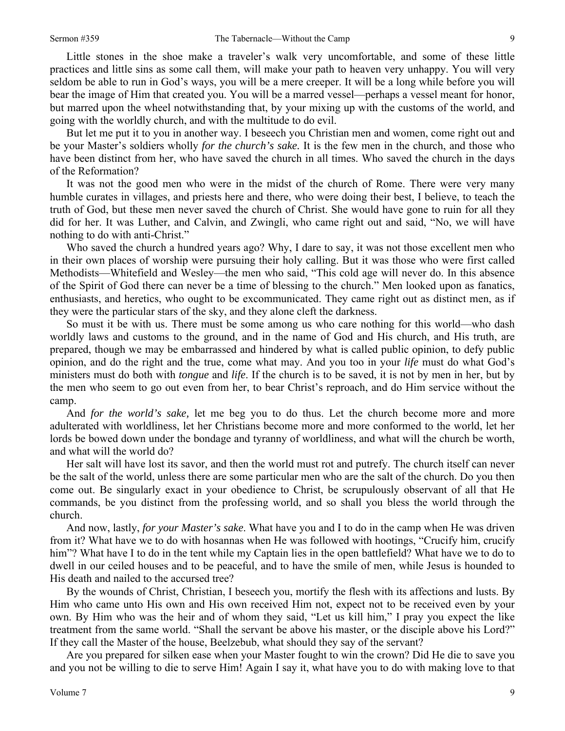Little stones in the shoe make a traveler's walk very uncomfortable, and some of these little practices and little sins as some call them, will make your path to heaven very unhappy. You will very seldom be able to run in God's ways, you will be a mere creeper. It will be a long while before you will bear the image of Him that created you. You will be a marred vessel—perhaps a vessel meant for honor, but marred upon the wheel notwithstanding that, by your mixing up with the customs of the world, and going with the worldly church, and with the multitude to do evil.

But let me put it to you in another way. I beseech you Christian men and women, come right out and be your Master's soldiers wholly *for the church's sake.* It is the few men in the church, and those who have been distinct from her, who have saved the church in all times. Who saved the church in the days of the Reformation?

It was not the good men who were in the midst of the church of Rome. There were very many humble curates in villages, and priests here and there, who were doing their best, I believe, to teach the truth of God, but these men never saved the church of Christ. She would have gone to ruin for all they did for her. It was Luther, and Calvin, and Zwingli, who came right out and said, "No, we will have nothing to do with anti-Christ."

Who saved the church a hundred years ago? Why, I dare to say, it was not those excellent men who in their own places of worship were pursuing their holy calling. But it was those who were first called Methodists—Whitefield and Wesley—the men who said, "This cold age will never do. In this absence of the Spirit of God there can never be a time of blessing to the church." Men looked upon as fanatics, enthusiasts, and heretics, who ought to be excommunicated. They came right out as distinct men, as if they were the particular stars of the sky, and they alone cleft the darkness.

So must it be with us. There must be some among us who care nothing for this world—who dash worldly laws and customs to the ground, and in the name of God and His church, and His truth, are prepared, though we may be embarrassed and hindered by what is called public opinion, to defy public opinion, and do the right and the true, come what may. And you too in your *life* must do what God's ministers must do both with *tongue* and *life*. If the church is to be saved, it is not by men in her, but by the men who seem to go out even from her, to bear Christ's reproach, and do Him service without the camp.

And *for the world's sake,* let me beg you to do thus. Let the church become more and more adulterated with worldliness, let her Christians become more and more conformed to the world, let her lords be bowed down under the bondage and tyranny of worldliness, and what will the church be worth, and what will the world do?

Her salt will have lost its savor, and then the world must rot and putrefy. The church itself can never be the salt of the world, unless there are some particular men who are the salt of the church. Do you then come out. Be singularly exact in your obedience to Christ, be scrupulously observant of all that He commands, be you distinct from the professing world, and so shall you bless the world through the church.

And now, lastly, *for your Master's sake*. What have you and I to do in the camp when He was driven from it? What have we to do with hosannas when He was followed with hootings, "Crucify him, crucify him"? What have I to do in the tent while my Captain lies in the open battlefield? What have we to do to dwell in our ceiled houses and to be peaceful, and to have the smile of men, while Jesus is hounded to His death and nailed to the accursed tree?

By the wounds of Christ, Christian, I beseech you, mortify the flesh with its affections and lusts. By Him who came unto His own and His own received Him not, expect not to be received even by your own. By Him who was the heir and of whom they said, "Let us kill him," I pray you expect the like treatment from the same world. "Shall the servant be above his master, or the disciple above his Lord?" If they call the Master of the house, Beelzebub, what should they say of the servant?

Are you prepared for silken ease when your Master fought to win the crown? Did He die to save you and you not be willing to die to serve Him! Again I say it, what have you to do with making love to that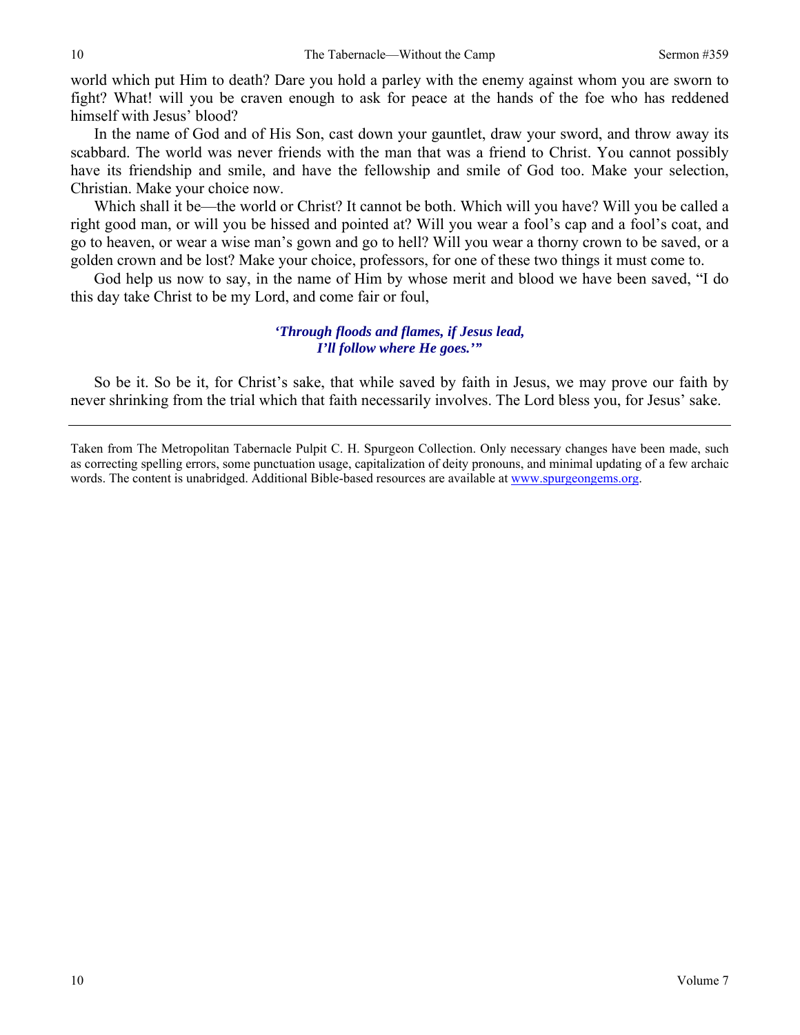world which put Him to death? Dare you hold a parley with the enemy against whom you are sworn to fight? What! will you be craven enough to ask for peace at the hands of the foe who has reddened himself with Jesus' blood?

In the name of God and of His Son, cast down your gauntlet, draw your sword, and throw away its scabbard. The world was never friends with the man that was a friend to Christ. You cannot possibly have its friendship and smile, and have the fellowship and smile of God too. Make your selection, Christian. Make your choice now.

Which shall it be—the world or Christ? It cannot be both. Which will you have? Will you be called a right good man, or will you be hissed and pointed at? Will you wear a fool's cap and a fool's coat, and go to heaven, or wear a wise man's gown and go to hell? Will you wear a thorny crown to be saved, or a golden crown and be lost? Make your choice, professors, for one of these two things it must come to.

God help us now to say, in the name of Him by whose merit and blood we have been saved, "I do this day take Christ to be my Lord, and come fair or foul,

> ***'Through floods and flames, if Jesus lead,***
> ***I'll follow where He goes.'"***

So be it. So be it, for Christ's sake, that while saved by faith in Jesus, we may prove our faith by never shrinking from the trial which that faith necessarily involves. The Lord bless you, for Jesus' sake.

---

Taken from The Metropolitan Tabernacle Pulpit C. H. Spurgeon Collection. Only necessary changes have been made, such as correcting spelling errors, some punctuation usage, capitalization of deity pronouns, and minimal updating of a few archaic words. The content is unabridged. Additional Bible-based resources are available at www.spurgeongems.org.